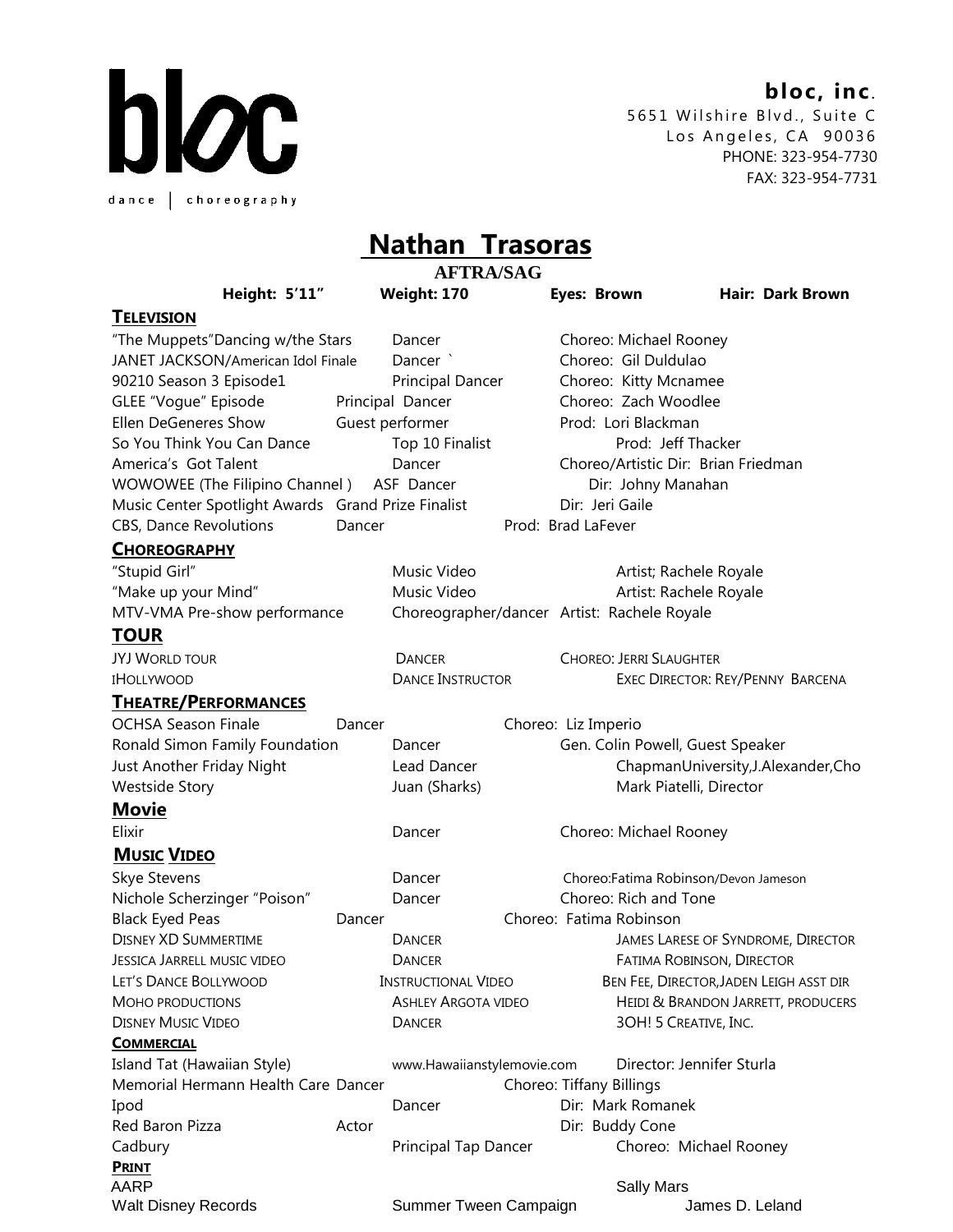bloc

dance | choreography

**bloc, inc.**
5651 Wilshire Blvd., Suite C
Los Angeles, CA 90036
PHONE: 323-954-7730
FAX: 323-954-7731

# Nathan Trasoras

**AFTRA/SAG**

**Height: 5'11"** | **Weight: 170** | **Eyes: Brown** | **Hair: Dark Brown**

## TELEVISION

| | | |
|---|---|---|
| "The Muppets"Dancing w/the Stars | Dancer | Choreo: Michael Rooney |
| JANET JACKSON/American Idol Finale | Dancer ` | Choreo: Gil Duldulao |
| 90210 Season 3 Episode1 | Principal Dancer | Choreo: Kitty Mcnamee |
| GLEE "Vogue" Episode | Principal Dancer | Choreo: Zach Woodlee |
| Ellen DeGeneres Show | Guest performer | Prod: Lori Blackman |
| So You Think You Can Dance | Top 10 Finalist | Prod: Jeff Thacker |
| America's Got Talent | Dancer | Choreo/Artistic Dir: Brian Friedman |
| WOWOWEE (The Filipino Channel ) | ASF Dancer | Dir: Johny Manahan |
| Music Center Spotlight Awards | Grand Prize Finalist | Dir: Jeri Gaile |
| CBS, Dance Revolutions | Dancer | Prod: Brad LaFever |

## CHOREOGRAPHY

| | | |
|---|---|---|
| "Stupid Girl" | Music Video | Artist; Rachele Royale |
| "Make up your Mind" | Music Video | Artist: Rachele Royale |
| MTV-VMA Pre-show performance | Choreographer/dancer | Artist: Rachele Royale |

## TOUR

| | | |
|---|---|---|
| JYJ WORLD TOUR | DANCER | CHOREO: JERRI SLAUGHTER |
| IHOLLYWOOD | DANCE INSTRUCTOR | EXEC DIRECTOR: REY/PENNY BARCENA |

## THEATRE/PERFORMANCES

| | | |
|---|---|---|
| OCHSA Season Finale | Dancer | Choreo: Liz Imperio |
| Ronald Simon Family Foundation | Dancer | Gen. Colin Powell, Guest Speaker |
| Just Another Friday Night | Lead Dancer | ChapmanUniversity,J.Alexander,Cho |
| Westside Story | Juan (Sharks) | Mark Piatelli, Director |

## Movie

| | | |
|---|---|---|
| Elixir | Dancer | Choreo: Michael Rooney |

## MUSIC VIDEO

| | | |
|---|---|---|
| Skye Stevens | Dancer | Choreo:Fatima Robinson/Devon Jameson |
| Nichole Scherzinger "Poison" | Dancer | Choreo: Rich and Tone |
| Black Eyed Peas | Dancer | Choreo: Fatima Robinson |
| DISNEY XD SUMMERTIME | DANCER | JAMES LARESE OF SYNDROME, DIRECTOR |
| JESSICA JARRELL MUSIC VIDEO | DANCER | FATIMA ROBINSON, DIRECTOR |
| LET'S DANCE BOLLYWOOD | INSTRUCTIONAL VIDEO | BEN FEE, DIRECTOR,JADEN LEIGH ASST DIR |
| MOHO PRODUCTIONS | ASHLEY ARGOTA VIDEO | HEIDI & BRANDON JARRETT, PRODUCERS |
| DISNEY MUSIC VIDEO | DANCER | 3OH! 5 CREATIVE, INC. |

## COMMERCIAL

| | | |
|---|---|---|
| Island Tat (Hawaiian Style) | www.Hawaiianstylemovie.com | Director: Jennifer Sturla |
| Memorial Hermann Health Care | Dancer | Choreo: Tiffany Billings |
| Ipod | Dancer | Dir: Mark Romanek |
| Red Baron Pizza | Actor | Dir: Buddy Cone |
| Cadbury | Principal Tap Dancer | Choreo: Michael Rooney |

## PRINT

| | | |
|---|---|---|
| AARP | | Sally Mars |
| Walt Disney Records | Summer Tween Campaign | James D. Leland |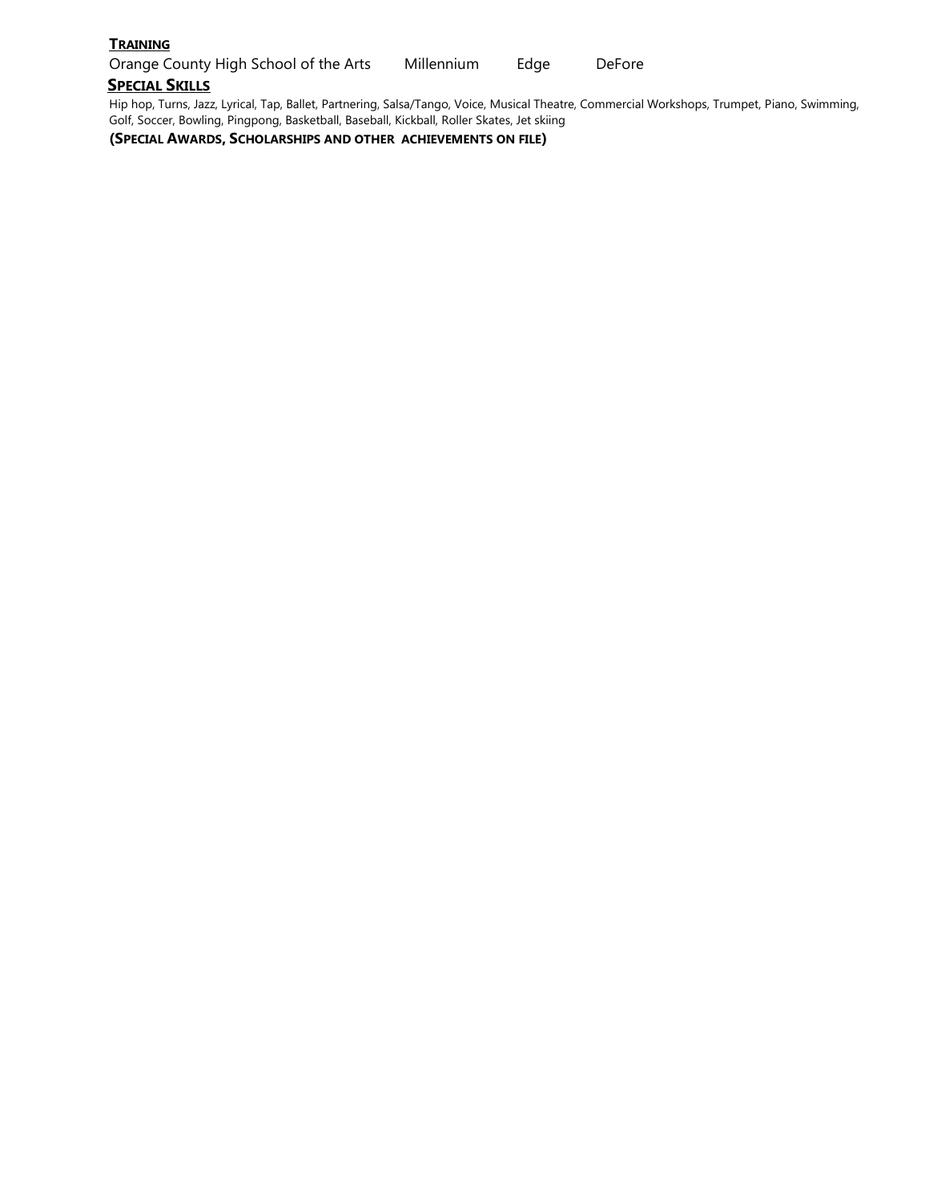## **TRAINING**

Orange County High School of the Arts    Millennium    Edge    DeFore

## **SPECIAL SKILLS**

Hip hop, Turns, Jazz, Lyrical, Tap, Ballet, Partnering, Salsa/Tango, Voice, Musical Theatre, Commercial Workshops, Trumpet, Piano, Swimming, Golf, Soccer, Bowling, Pingpong, Basketball, Baseball, Kickball, Roller Skates, Jet skiing

**(SPECIAL AWARDS, SCHOLARSHIPS AND OTHER ACHIEVEMENTS ON FILE)**